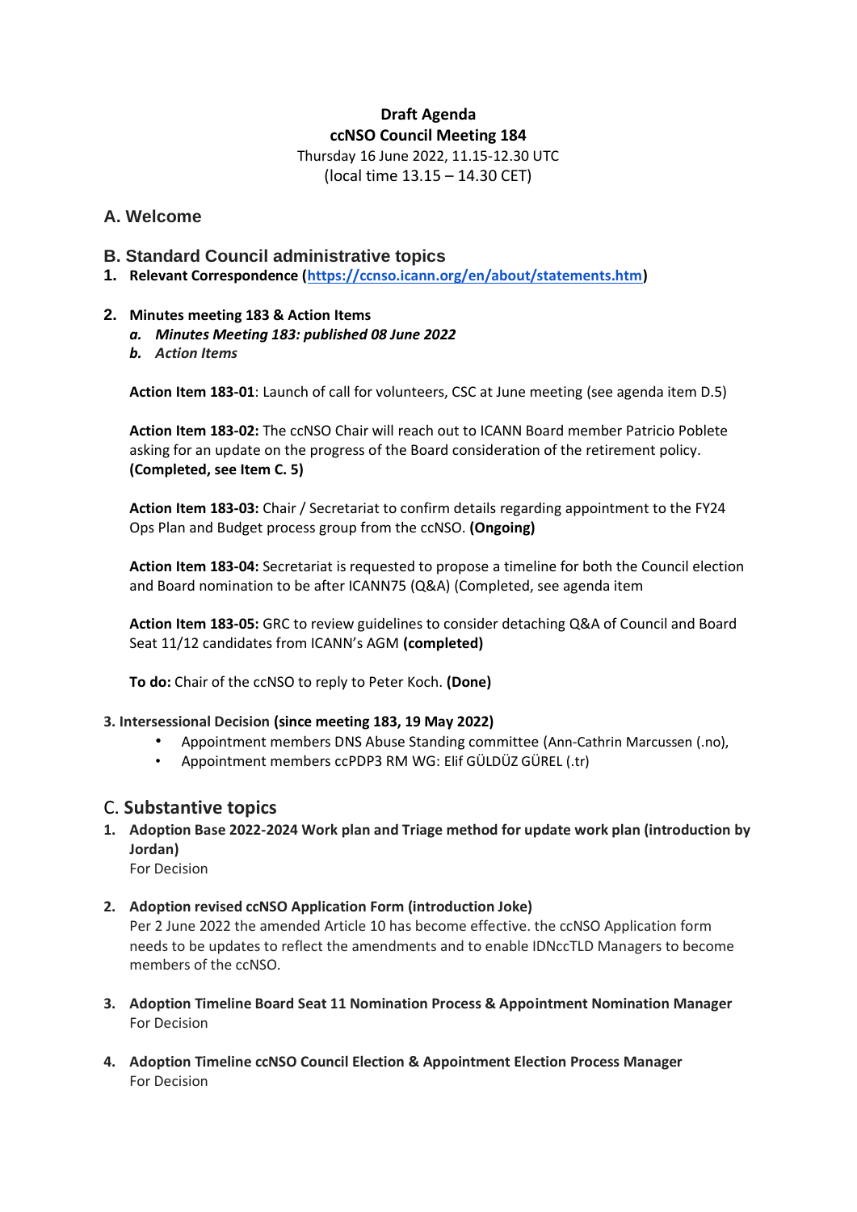**Draft Agenda**
**ccNSO Council Meeting 184**
Thursday 16 June 2022, 11.15-12.30 UTC
(local time 13.15 – 14.30 CET)

## A. Welcome

## B. Standard Council administrative topics

1. **Relevant Correspondence ([https://ccnso.icann.org/en/about/statements.htm](https://ccnso.icann.org/en/about/statements.htm))**

2. **Minutes meeting 183 & Action Items**
   a. ***Minutes Meeting 183: published 08 June 2022***
   b. ***Action Items***

   **Action Item 183-01**: Launch of call for volunteers, CSC at June meeting (see agenda item D.5)

   **Action Item 183-02:** The ccNSO Chair will reach out to ICANN Board member Patricio Poblete asking for an update on the progress of the Board consideration of the retirement policy. **(Completed, see Item C. 5)**

   **Action Item 183-03:** Chair / Secretariat to confirm details regarding appointment to the FY24 Ops Plan and Budget process group from the ccNSO. **(Ongoing)**

   **Action Item 183-04:** Secretariat is requested to propose a timeline for both the Council election and Board nomination to be after ICANN75 (Q&A) (Completed, see agenda item

   **Action Item 183-05:** GRC to review guidelines to consider detaching Q&A of Council and Board Seat 11/12 candidates from ICANN's AGM **(completed)**

   **To do:** Chair of the ccNSO to reply to Peter Koch. **(Done)**

3. **Intersessional Decision (since meeting 183, 19 May 2022)**
   - Appointment members DNS Abuse Standing committee (Ann-Cathrin Marcussen (.no),
   - Appointment members ccPDP3 RM WG: Elif GÜLDÜZ GÜREL (.tr)

## C. Substantive topics

1. **Adoption Base 2022-2024 Work plan and Triage method for update work plan (introduction by Jordan)**
   For Decision

2. **Adoption revised ccNSO Application Form (introduction Joke)**
   Per 2 June 2022 the amended Article 10 has become effective. the ccNSO Application form needs to be updates to reflect the amendments and to enable IDNccTLD Managers to become members of the ccNSO.

3. **Adoption Timeline Board Seat 11 Nomination Process & Appointment Nomination Manager**
   For Decision

4. **Adoption Timeline ccNSO Council Election & Appointment Election Process Manager**
   For Decision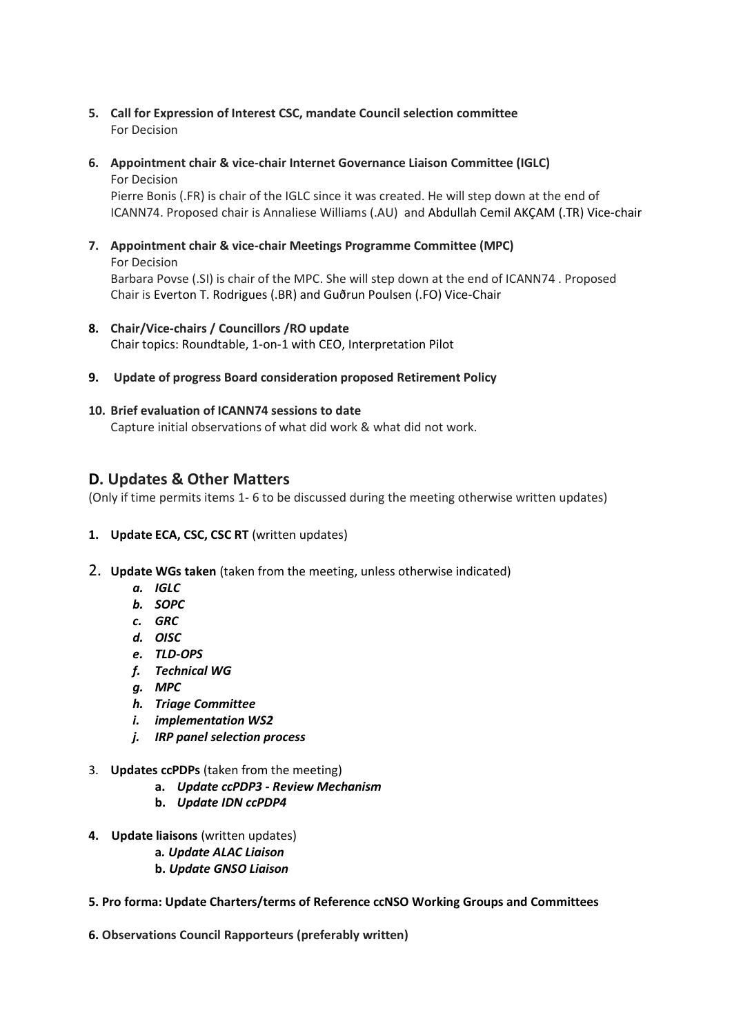5. **Call for Expression of Interest CSC, mandate Council selection committee**
   For Decision

6. **Appointment chair & vice-chair Internet Governance Liaison Committee (IGLC)**
   For Decision
   Pierre Bonis (.FR) is chair of the IGLC since it was created. He will step down at the end of ICANN74. Proposed chair is Annaliese Williams (.AU) and Abdullah Cemil AKÇAM (.TR) Vice-chair

7. **Appointment chair & vice-chair Meetings Programme Committee (MPC)**
   For Decision
   Barbara Povse (.SI) is chair of the MPC. She will step down at the end of ICANN74 . Proposed Chair is Everton T. Rodrigues (.BR) and Guðrun Poulsen (.FO) Vice-Chair

8. **Chair/Vice-chairs / Councillors /RO update**
   Chair topics: Roundtable, 1-on-1 with CEO, Interpretation Pilot

9. **Update of progress Board consideration proposed Retirement Policy**

10. **Brief evaluation of ICANN74 sessions to date**
    Capture initial observations of what did work & what did not work.

## D. Updates & Other Matters

(Only if time permits items 1- 6 to be discussed during the meeting otherwise written updates)

1. **Update ECA, CSC, CSC RT** (written updates)

2. **Update WGs taken** (taken from the meeting, unless otherwise indicated)
   a. ***IGLC***
   b. ***SOPC***
   c. ***GRC***
   d. ***OISC***
   e. ***TLD-OPS***
   f. ***Technical WG***
   g. ***MPC***
   h. ***Triage Committee***
   i. ***implementation WS2***
   j. ***IRP panel selection process***

3. **Updates ccPDPs** (taken from the meeting)
   a. ***Update ccPDP3 - Review Mechanism***
   b. ***Update IDN ccPDP4***

4. **Update liaisons** (written updates)
   a. ***Update ALAC Liaison***
   b. ***Update GNSO Liaison***

5. **Pro forma: Update Charters/terms of Reference ccNSO Working Groups and Committees**

6. **Observations Council Rapporteurs (preferably written)**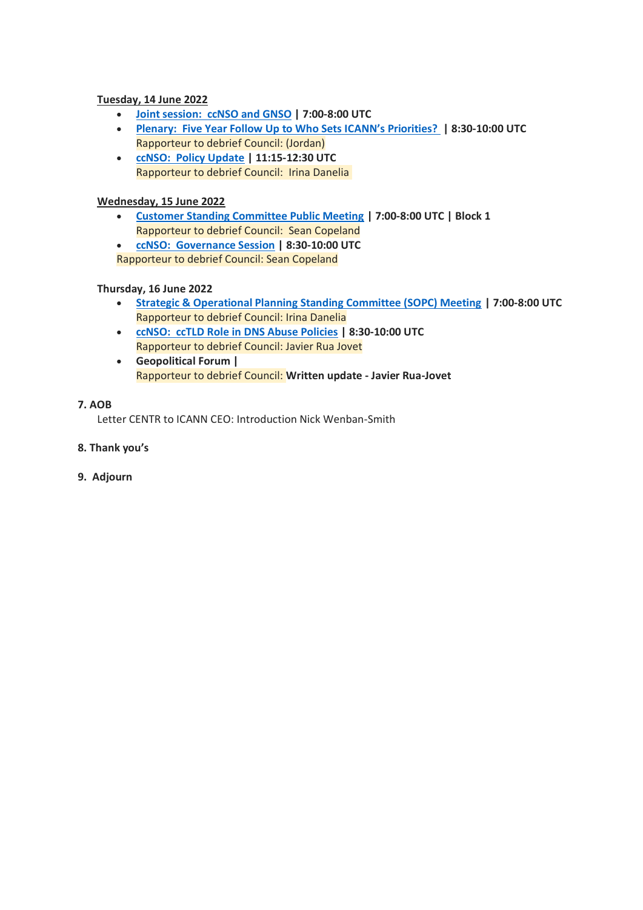**Tuesday, 14 June 2022**

- **Joint session: ccNSO and GNSO** | **7:00-8:00 UTC**
- **Plenary: Five Year Follow Up to Who Sets ICANN's Priorities?** | **8:30-10:00 UTC**
  Rapporteur to debrief Council: (Jordan)
- **ccNSO: Policy Update** | **11:15-12:30 UTC**
  Rapporteur to debrief Council: Irina Danelia

**Wednesday, 15 June 2022**

- **Customer Standing Committee Public Meeting** | **7:00-8:00 UTC** | **Block 1**
  Rapporteur to debrief Council: Sean Copeland
- **ccNSO: Governance Session** | **8:30-10:00 UTC**

Rapporteur to debrief Council: Sean Copeland

**Thursday, 16 June 2022**

- **Strategic & Operational Planning Standing Committee (SOPC) Meeting** | **7:00-8:00 UTC**
  Rapporteur to debrief Council: Irina Danelia
- **ccNSO: ccTLD Role in DNS Abuse Policies** | **8:30-10:00 UTC**
  Rapporteur to debrief Council: Javier Rua Jovet
- **Geopolitical Forum** |
  Rapporteur to debrief Council: **Written update - Javier Rua-Jovet**

**7. AOB**

Letter CENTR to ICANN CEO: Introduction Nick Wenban-Smith

**8. Thank you's**

**9. Adjourn**